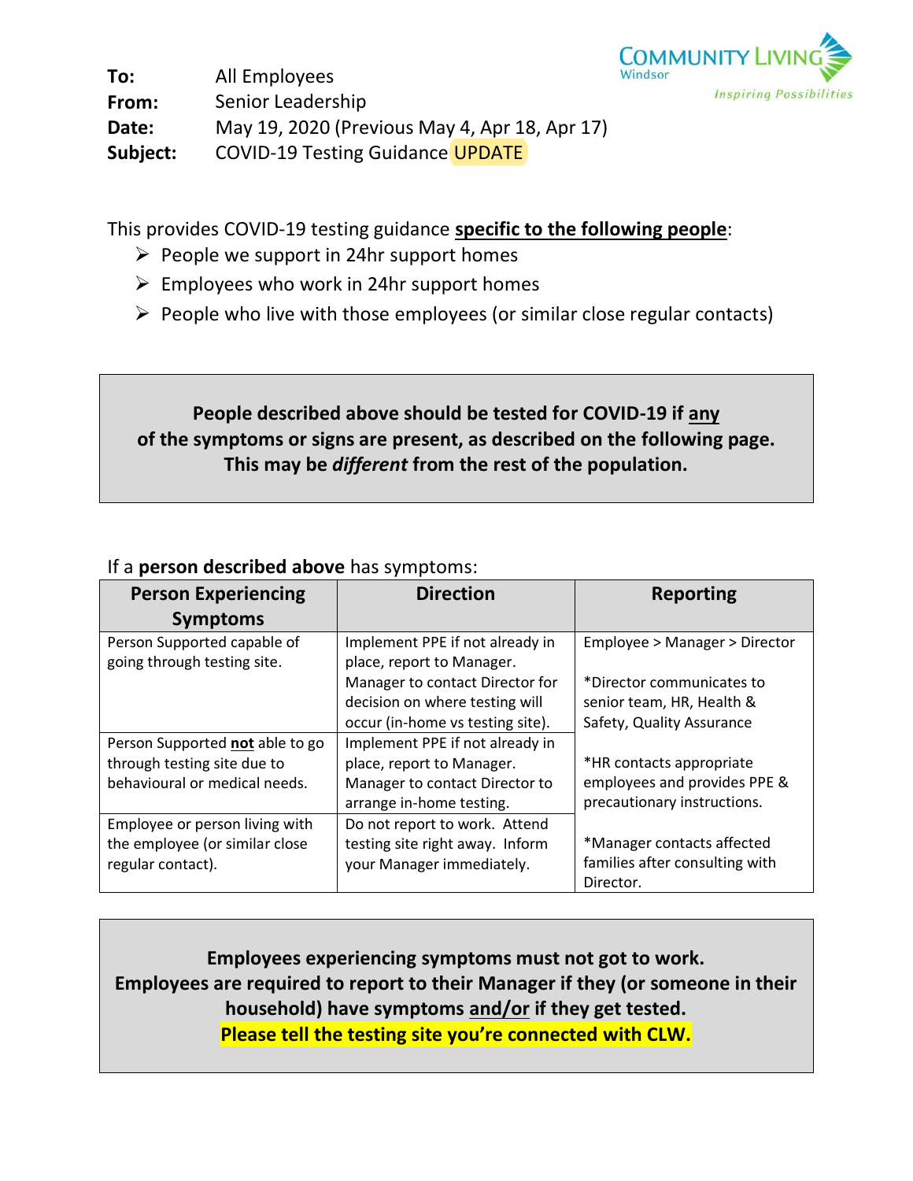**To:** All Employees
**From:** Senior Leadership
**Date:** May 19, 2020 (Previous May 4, Apr 18, Apr 17)
**Subject:** COVID-19 Testing Guidance UPDATE

This provides COVID-19 testing guidance **specific to the following people**:

- People we support in 24hr support homes
- Employees who work in 24hr support homes
- People who live with those employees (or similar close regular contacts)

**People described above should be tested for COVID-19 if any of the symptoms or signs are present, as described on the following page. This may be *different* from the rest of the population.**

If a **person described above** has symptoms:

| Person Experiencing Symptoms | Direction | Reporting |
|---|---|---|
| Person Supported capable of going through testing site. | Implement PPE if not already in place, report to Manager. Manager to contact Director for decision on where testing will occur (in-home vs testing site). | Employee > Manager > Director<br><br>*Director communicates to senior team, HR, Health & Safety, Quality Assurance<br><br>*HR contacts appropriate employees and provides PPE & precautionary instructions.<br><br>*Manager contacts affected families after consulting with Director. |
| Person Supported **not** able to go through testing site due to behavioural or medical needs. | Implement PPE if not already in place, report to Manager. Manager to contact Director to arrange in-home testing. | |
| Employee or person living with the employee (or similar close regular contact). | Do not report to work. Attend testing site right away. Inform your Manager immediately. | |

**Employees experiencing symptoms must not got to work.**
**Employees are required to report to their Manager if they (or someone in their household) have symptoms and/or if they get tested.**
**Please tell the testing site you're connected with CLW.**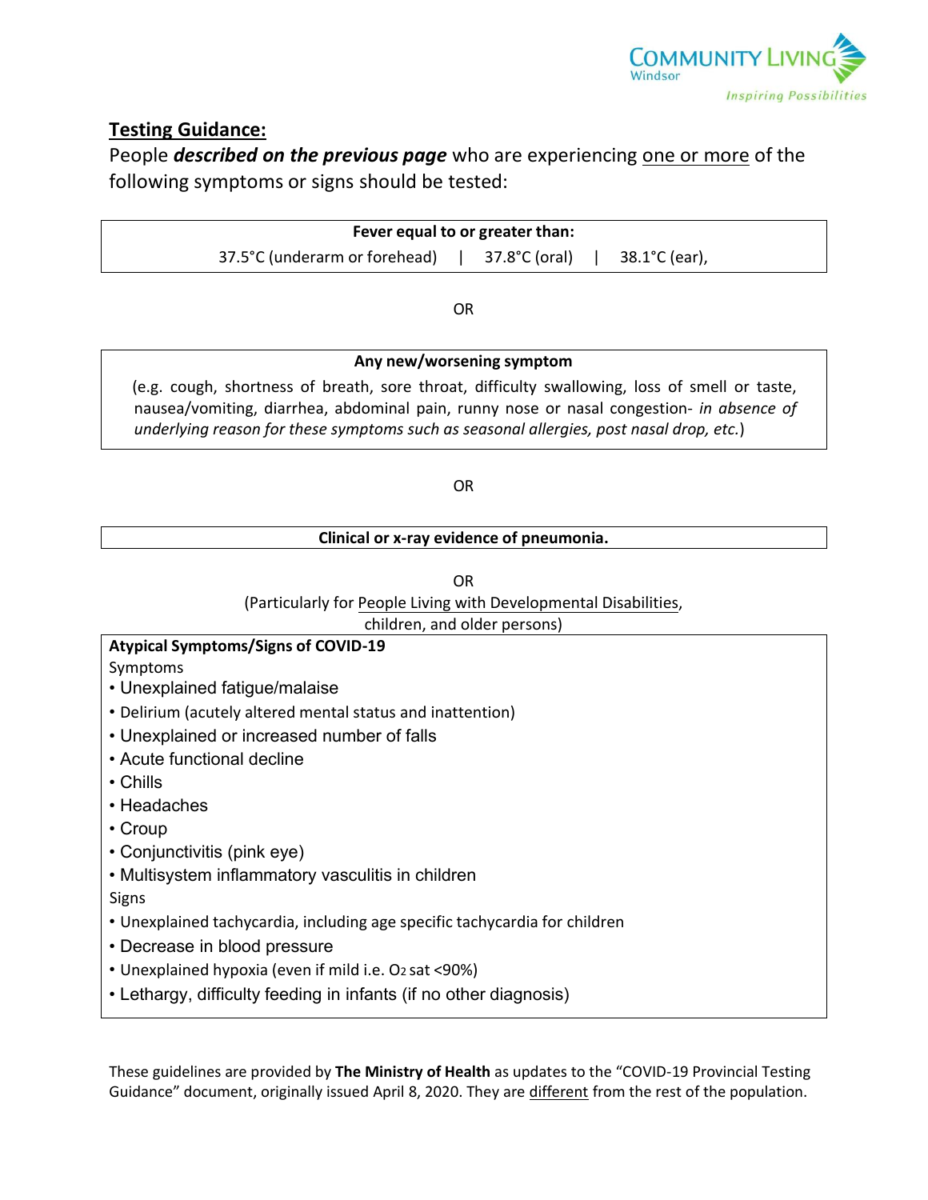## Testing Guidance:

People ***described on the previous page*** who are experiencing one or more of the following symptoms or signs should be tested:

**Fever equal to or greater than:**

37.5°C (underarm or forehead) | 37.8°C (oral) | 38.1°C (ear),

OR

**Any new/worsening symptom**

(e.g. cough, shortness of breath, sore throat, difficulty swallowing, loss of smell or taste, nausea/vomiting, diarrhea, abdominal pain, runny nose or nasal congestion- *in absence of underlying reason for these symptoms such as seasonal allergies, post nasal drop, etc.*)

OR

**Clinical or x-ray evidence of pneumonia.**

OR

(Particularly for People Living with Developmental Disabilities, children, and older persons)

**Atypical Symptoms/Signs of COVID-19**

Symptoms

- Unexplained fatigue/malaise
- Delirium (acutely altered mental status and inattention)
- Unexplained or increased number of falls
- Acute functional decline
- Chills
- Headaches
- Croup
- Conjunctivitis (pink eye)
- Multisystem inflammatory vasculitis in children

Signs

- Unexplained tachycardia, including age specific tachycardia for children
- Decrease in blood pressure
- Unexplained hypoxia (even if mild i.e. $O_2$ sat <90%)
- Lethargy, difficulty feeding in infants (if no other diagnosis)

These guidelines are provided by **The Ministry of Health** as updates to the "COVID-19 Provincial Testing Guidance" document, originally issued April 8, 2020. They are different from the rest of the population.